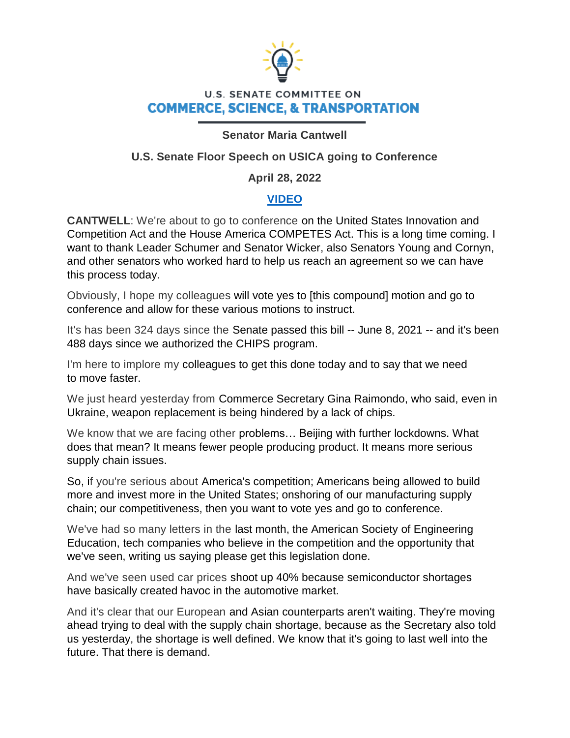U.S. SENATE COMMITTEE ON

## COMMERCE, SCIENCE, & TRANSPORTATION

**Senator Maria Cantwell**

**U.S. Senate Floor Speech on USICA going to Conference**

**April 28, 2022**

**VIDEO**

**CANTWELL**: We're about to go to conference on the United States Innovation and Competition Act and the House America COMPETES Act. This is a long time coming. I want to thank Leader Schumer and Senator Wicker, also Senators Young and Cornyn, and other senators who worked hard to help us reach an agreement so we can have this process today.

Obviously, I hope my colleagues will vote yes to [this compound] motion and go to conference and allow for these various motions to instruct.

It's has been 324 days since the Senate passed this bill -- June 8, 2021 -- and it's been 488 days since we authorized the CHIPS program.

I'm here to implore my colleagues to get this done today and to say that we need to move faster.

We just heard yesterday from Commerce Secretary Gina Raimondo, who said, even in Ukraine, weapon replacement is being hindered by a lack of chips.

We know that we are facing other problems… Beijing with further lockdowns. What does that mean? It means fewer people producing product. It means more serious supply chain issues.

So, if you're serious about America's competition; Americans being allowed to build more and invest more in the United States; onshoring of our manufacturing supply chain; our competitiveness, then you want to vote yes and go to conference.

We've had so many letters in the last month, the American Society of Engineering Education, tech companies who believe in the competition and the opportunity that we've seen, writing us saying please get this legislation done.

And we've seen used car prices shoot up 40% because semiconductor shortages have basically created havoc in the automotive market.

And it's clear that our European and Asian counterparts aren't waiting. They're moving ahead trying to deal with the supply chain shortage, because as the Secretary also told us yesterday, the shortage is well defined. We know that it's going to last well into the future. That there is demand.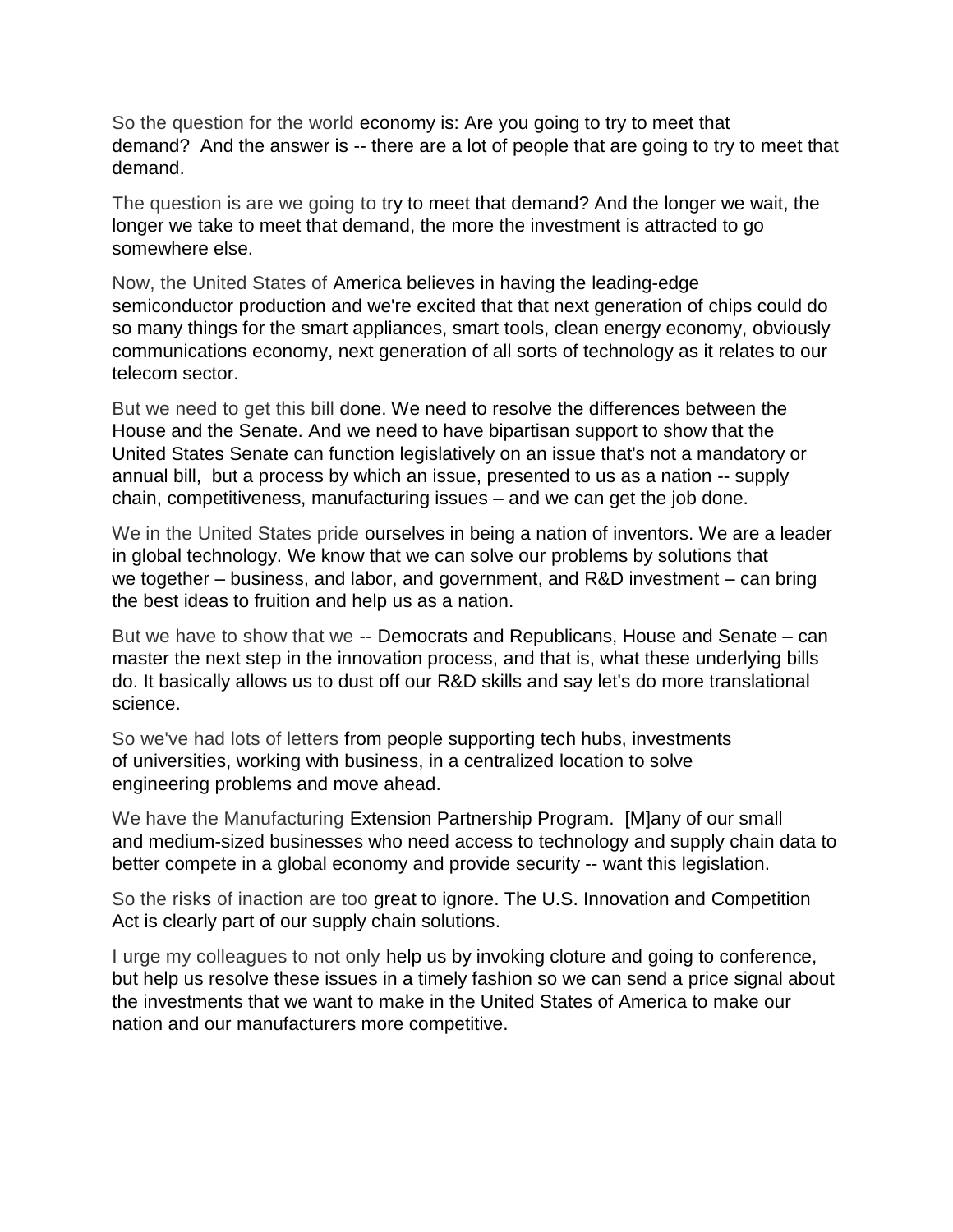So the question for the world economy is: Are you going to try to meet that demand? And the answer is -- there are a lot of people that are going to try to meet that demand.

The question is are we going to try to meet that demand? And the longer we wait, the longer we take to meet that demand, the more the investment is attracted to go somewhere else.

Now, the United States of America believes in having the leading-edge semiconductor production and we're excited that that next generation of chips could do so many things for the smart appliances, smart tools, clean energy economy, obviously communications economy, next generation of all sorts of technology as it relates to our telecom sector.

But we need to get this bill done. We need to resolve the differences between the House and the Senate. And we need to have bipartisan support to show that the United States Senate can function legislatively on an issue that's not a mandatory or annual bill, but a process by which an issue, presented to us as a nation -- supply chain, competitiveness, manufacturing issues – and we can get the job done.

We in the United States pride ourselves in being a nation of inventors. We are a leader in global technology. We know that we can solve our problems by solutions that we together – business, and labor, and government, and R&D investment – can bring the best ideas to fruition and help us as a nation.

But we have to show that we -- Democrats and Republicans, House and Senate – can master the next step in the innovation process, and that is, what these underlying bills do. It basically allows us to dust off our R&D skills and say let's do more translational science.

So we've had lots of letters from people supporting tech hubs, investments of universities, working with business, in a centralized location to solve engineering problems and move ahead.

We have the Manufacturing Extension Partnership Program. [M]any of our small and medium-sized businesses who need access to technology and supply chain data to better compete in a global economy and provide security -- want this legislation.

So the risks of inaction are too great to ignore. The U.S. Innovation and Competition Act is clearly part of our supply chain solutions.

I urge my colleagues to not only help us by invoking cloture and going to conference, but help us resolve these issues in a timely fashion so we can send a price signal about the investments that we want to make in the United States of America to make our nation and our manufacturers more competitive.